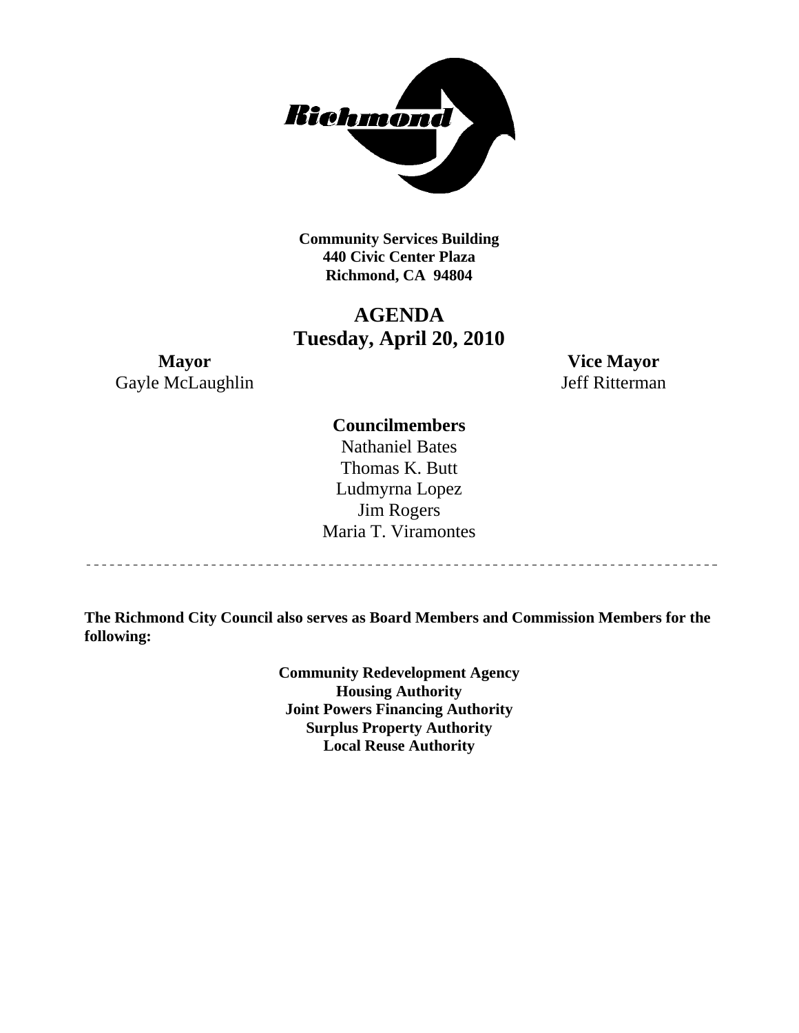**Community Services Building**
**440 Civic Center Plaza**
**Richmond, CA 94804**

# AGENDA
## Tuesday, April 20, 2010

**Mayor**
Gayle McLaughlin

**Vice Mayor**
Jeff Ritterman

**Councilmembers**
Nathaniel Bates
Thomas K. Butt
Ludmyrna Lopez
Jim Rogers
Maria T. Viramontes

---

**The Richmond City Council also serves as Board Members and Commission Members for the following:**

**Community Redevelopment Agency**
**Housing Authority**
**Joint Powers Financing Authority**
**Surplus Property Authority**
**Local Reuse Authority**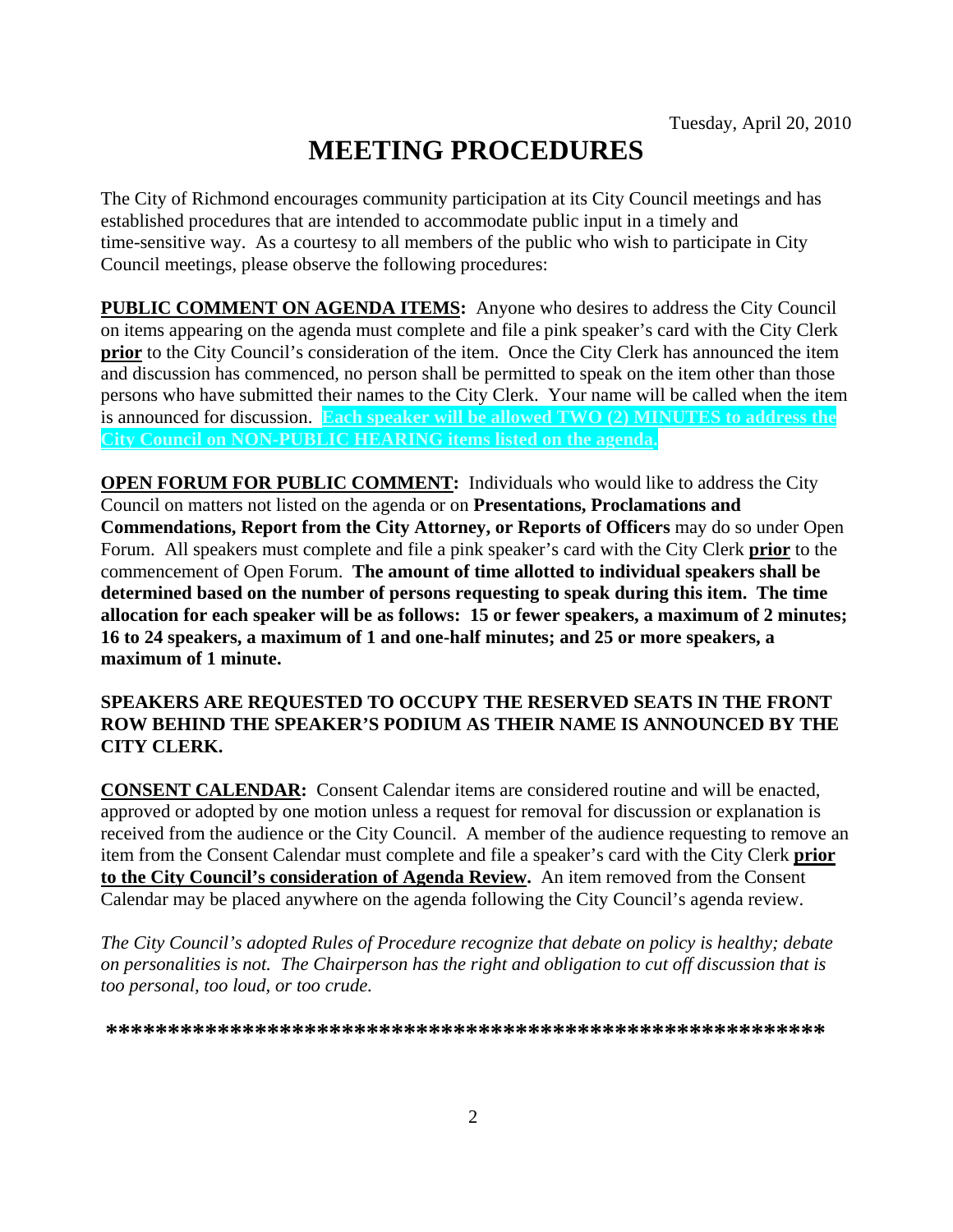Tuesday, April 20, 2010

# MEETING PROCEDURES

The City of Richmond encourages community participation at its City Council meetings and has established procedures that are intended to accommodate public input in a timely and time-sensitive way. As a courtesy to all members of the public who wish to participate in City Council meetings, please observe the following procedures:

**PUBLIC COMMENT ON AGENDA ITEMS:** Anyone who desires to address the City Council on items appearing on the agenda must complete and file a pink speaker's card with the City Clerk **prior** to the City Council's consideration of the item. Once the City Clerk has announced the item and discussion has commenced, no person shall be permitted to speak on the item other than those persons who have submitted their names to the City Clerk. Your name will be called when the item is announced for discussion. **Each speaker will be allowed TWO (2) MINUTES to address the City Council on NON-PUBLIC HEARING items listed on the agenda.**

**OPEN FORUM FOR PUBLIC COMMENT:** Individuals who would like to address the City Council on matters not listed on the agenda or on **Presentations, Proclamations and Commendations, Report from the City Attorney, or Reports of Officers** may do so under Open Forum. All speakers must complete and file a pink speaker's card with the City Clerk **prior** to the commencement of Open Forum. **The amount of time allotted to individual speakers shall be determined based on the number of persons requesting to speak during this item. The time allocation for each speaker will be as follows: 15 or fewer speakers, a maximum of 2 minutes; 16 to 24 speakers, a maximum of 1 and one-half minutes; and 25 or more speakers, a maximum of 1 minute.**

**SPEAKERS ARE REQUESTED TO OCCUPY THE RESERVED SEATS IN THE FRONT ROW BEHIND THE SPEAKER'S PODIUM AS THEIR NAME IS ANNOUNCED BY THE CITY CLERK.**

**CONSENT CALENDAR:** Consent Calendar items are considered routine and will be enacted, approved or adopted by one motion unless a request for removal for discussion or explanation is received from the audience or the City Council. A member of the audience requesting to remove an item from the Consent Calendar must complete and file a speaker's card with the City Clerk **prior to the City Council's consideration of Agenda Review.** An item removed from the Consent Calendar may be placed anywhere on the agenda following the City Council's agenda review.

*The City Council's adopted Rules of Procedure recognize that debate on policy is healthy; debate on personalities is not. The Chairperson has the right and obligation to cut off discussion that is too personal, too loud, or too crude.*

**\*\*\*\*\*\*\*\*\*\*\*\*\*\*\*\*\*\*\*\*\*\*\*\*\*\*\*\*\*\*\*\*\*\*\*\*\*\*\*\*\*\*\*\*\*\*\*\*\*\*\*\*\*\*\*\*\*\***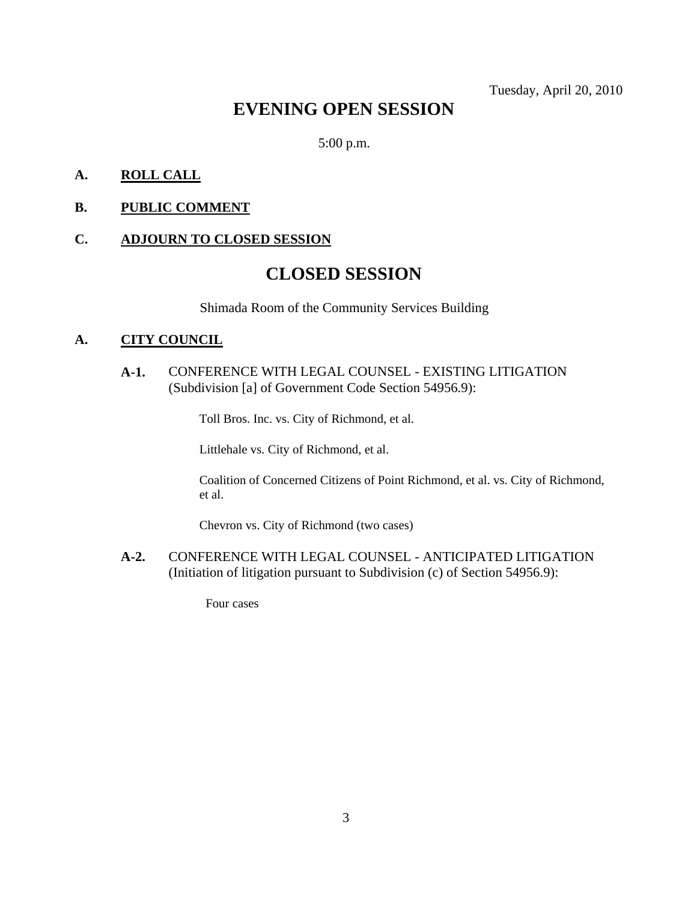Tuesday, April 20, 2010

# EVENING OPEN SESSION

5:00 p.m.

**A. ROLL CALL**

**B. PUBLIC COMMENT**

**C. ADJOURN TO CLOSED SESSION**

# CLOSED SESSION

Shimada Room of the Community Services Building

**A. CITY COUNCIL**

**A-1.** CONFERENCE WITH LEGAL COUNSEL - EXISTING LITIGATION (Subdivision [a] of Government Code Section 54956.9):

Toll Bros. Inc. vs. City of Richmond, et al.

Littlehale vs. City of Richmond, et al.

Coalition of Concerned Citizens of Point Richmond, et al. vs. City of Richmond, et al.

Chevron vs. City of Richmond (two cases)

**A-2.** CONFERENCE WITH LEGAL COUNSEL - ANTICIPATED LITIGATION (Initiation of litigation pursuant to Subdivision (c) of Section 54956.9):

Four cases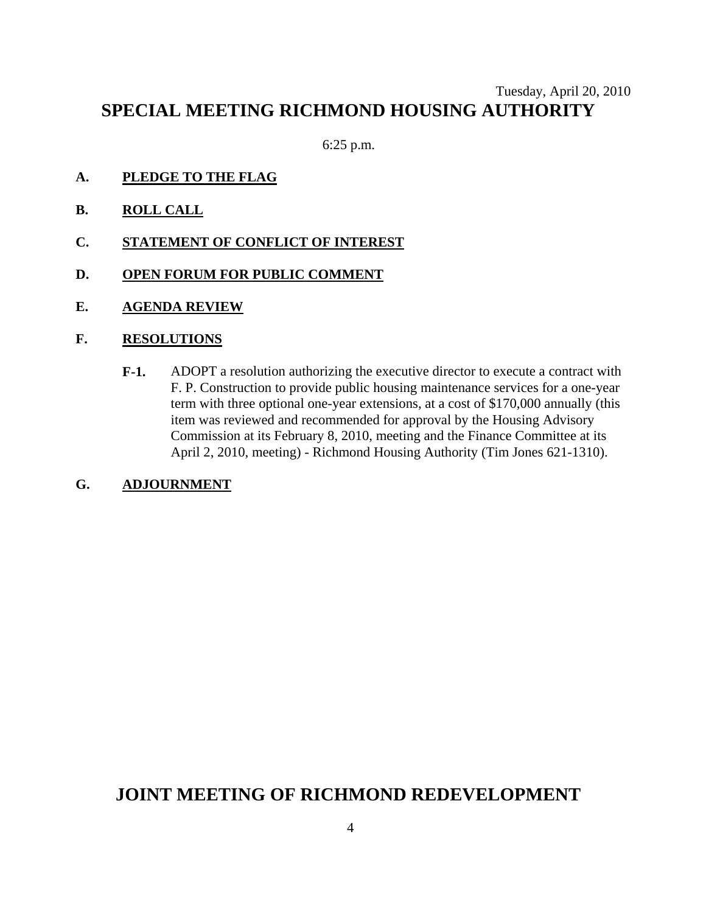Tuesday, April 20, 2010

# SPECIAL MEETING RICHMOND HOUSING AUTHORITY

6:25 p.m.

**A. PLEDGE TO THE FLAG**

**B. ROLL CALL**

**C. STATEMENT OF CONFLICT OF INTEREST**

**D. OPEN FORUM FOR PUBLIC COMMENT**

**E. AGENDA REVIEW**

**F. RESOLUTIONS**

**F-1.** ADOPT a resolution authorizing the executive director to execute a contract with F. P. Construction to provide public housing maintenance services for a one-year term with three optional one-year extensions, at a cost of $170,000 annually (this item was reviewed and recommended for approval by the Housing Advisory Commission at its February 8, 2010, meeting and the Finance Committee at its April 2, 2010, meeting) - Richmond Housing Authority (Tim Jones 621-1310).

**G. ADJOURNMENT**

# JOINT MEETING OF RICHMOND REDEVELOPMENT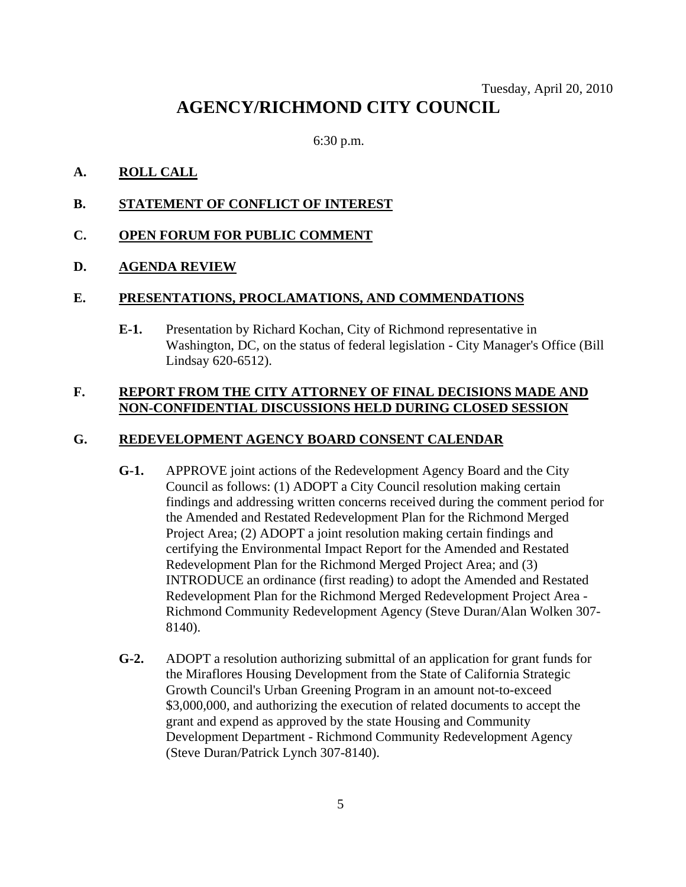Tuesday, April 20, 2010

# AGENCY/RICHMOND CITY COUNCIL

6:30 p.m.

**A. ROLL CALL**

**B. STATEMENT OF CONFLICT OF INTEREST**

**C. OPEN FORUM FOR PUBLIC COMMENT**

**D. AGENDA REVIEW**

**E. PRESENTATIONS, PROCLAMATIONS, AND COMMENDATIONS**

**E-1.** Presentation by Richard Kochan, City of Richmond representative in Washington, DC, on the status of federal legislation - City Manager's Office (Bill Lindsay 620-6512).

**F. REPORT FROM THE CITY ATTORNEY OF FINAL DECISIONS MADE AND NON-CONFIDENTIAL DISCUSSIONS HELD DURING CLOSED SESSION**

**G. REDEVELOPMENT AGENCY BOARD CONSENT CALENDAR**

**G-1.** APPROVE joint actions of the Redevelopment Agency Board and the City Council as follows: (1) ADOPT a City Council resolution making certain findings and addressing written concerns received during the comment period for the Amended and Restated Redevelopment Plan for the Richmond Merged Project Area; (2) ADOPT a joint resolution making certain findings and certifying the Environmental Impact Report for the Amended and Restated Redevelopment Plan for the Richmond Merged Project Area; and (3) INTRODUCE an ordinance (first reading) to adopt the Amended and Restated Redevelopment Plan for the Richmond Merged Redevelopment Project Area - Richmond Community Redevelopment Agency (Steve Duran/Alan Wolken 307-8140).

**G-2.** ADOPT a resolution authorizing submittal of an application for grant funds for the Miraflores Housing Development from the State of California Strategic Growth Council's Urban Greening Program in an amount not-to-exceed $3,000,000, and authorizing the execution of related documents to accept the grant and expend as approved by the state Housing and Community Development Department - Richmond Community Redevelopment Agency (Steve Duran/Patrick Lynch 307-8140).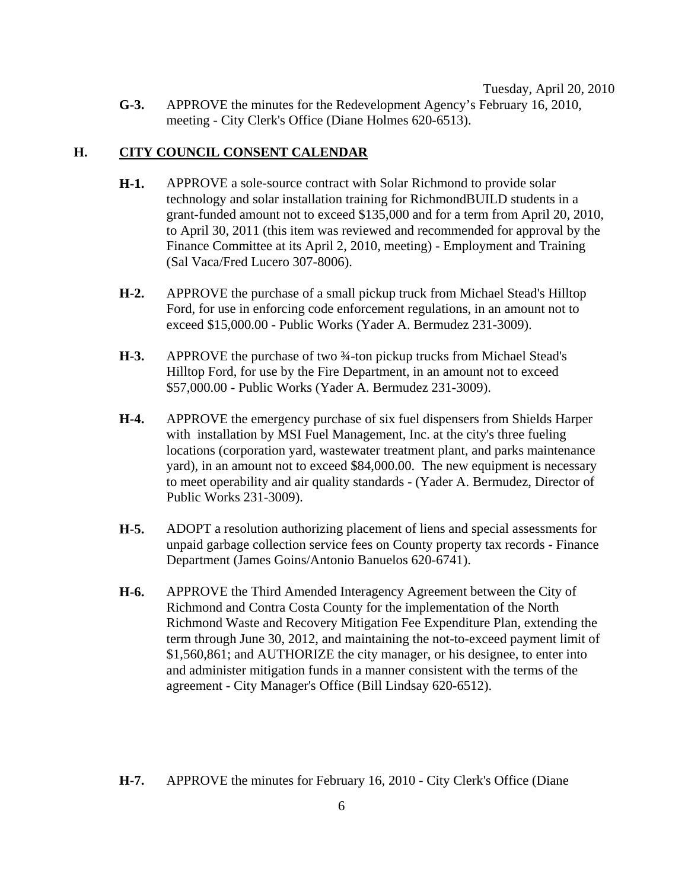Tuesday, April 20, 2010

**G-3.** APPROVE the minutes for the Redevelopment Agency's February 16, 2010, meeting - City Clerk's Office (Diane Holmes 620-6513).

## H. CITY COUNCIL CONSENT CALENDAR

**H-1.** APPROVE a sole-source contract with Solar Richmond to provide solar technology and solar installation training for RichmondBUILD students in a grant-funded amount not to exceed $135,000 and for a term from April 20, 2010, to April 30, 2011 (this item was reviewed and recommended for approval by the Finance Committee at its April 2, 2010, meeting) - Employment and Training (Sal Vaca/Fred Lucero 307-8006).

**H-2.** APPROVE the purchase of a small pickup truck from Michael Stead's Hilltop Ford, for use in enforcing code enforcement regulations, in an amount not to exceed $15,000.00 - Public Works (Yader A. Bermudez 231-3009).

**H-3.** APPROVE the purchase of two ¾-ton pickup trucks from Michael Stead's Hilltop Ford, for use by the Fire Department, in an amount not to exceed $57,000.00 - Public Works (Yader A. Bermudez 231-3009).

**H-4.** APPROVE the emergency purchase of six fuel dispensers from Shields Harper with installation by MSI Fuel Management, Inc. at the city's three fueling locations (corporation yard, wastewater treatment plant, and parks maintenance yard), in an amount not to exceed $84,000.00. The new equipment is necessary to meet operability and air quality standards - (Yader A. Bermudez, Director of Public Works 231-3009).

**H-5.** ADOPT a resolution authorizing placement of liens and special assessments for unpaid garbage collection service fees on County property tax records - Finance Department (James Goins/Antonio Banuelos 620-6741).

**H-6.** APPROVE the Third Amended Interagency Agreement between the City of Richmond and Contra Costa County for the implementation of the North Richmond Waste and Recovery Mitigation Fee Expenditure Plan, extending the term through June 30, 2012, and maintaining the not-to-exceed payment limit of $1,560,861; and AUTHORIZE the city manager, or his designee, to enter into and administer mitigation funds in a manner consistent with the terms of the agreement - City Manager's Office (Bill Lindsay 620-6512).

**H-7.** APPROVE the minutes for February 16, 2010 - City Clerk's Office (Diane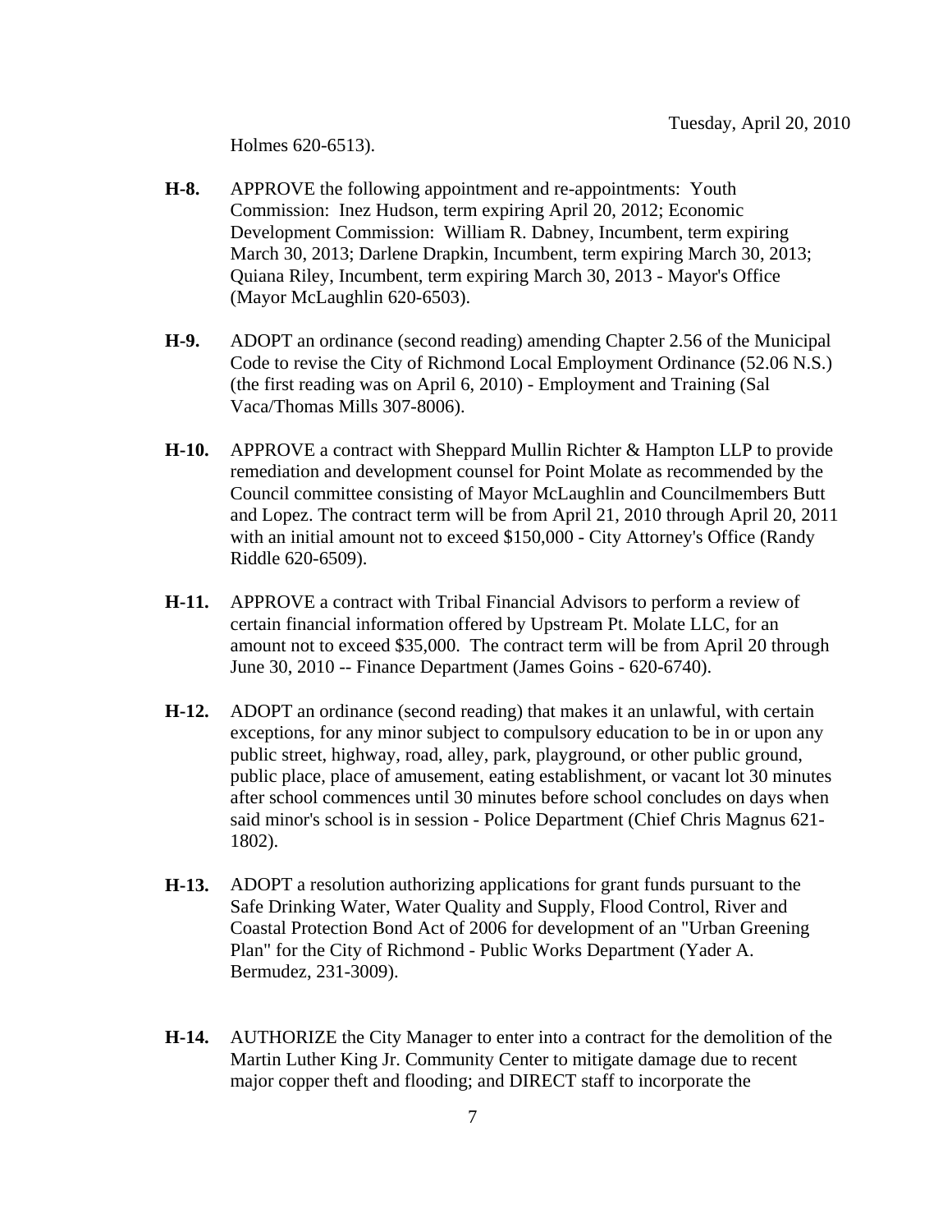Holmes 620-6513).

**H-8.** APPROVE the following appointment and re-appointments: Youth Commission: Inez Hudson, term expiring April 20, 2012; Economic Development Commission: William R. Dabney, Incumbent, term expiring March 30, 2013; Darlene Drapkin, Incumbent, term expiring March 30, 2013; Quiana Riley, Incumbent, term expiring March 30, 2013 - Mayor's Office (Mayor McLaughlin 620-6503).

**H-9.** ADOPT an ordinance (second reading) amending Chapter 2.56 of the Municipal Code to revise the City of Richmond Local Employment Ordinance (52.06 N.S.) (the first reading was on April 6, 2010) - Employment and Training (Sal Vaca/Thomas Mills 307-8006).

**H-10.** APPROVE a contract with Sheppard Mullin Richter & Hampton LLP to provide remediation and development counsel for Point Molate as recommended by the Council committee consisting of Mayor McLaughlin and Councilmembers Butt and Lopez. The contract term will be from April 21, 2010 through April 20, 2011 with an initial amount not to exceed $150,000 - City Attorney's Office (Randy Riddle 620-6509).

**H-11.** APPROVE a contract with Tribal Financial Advisors to perform a review of certain financial information offered by Upstream Pt. Molate LLC, for an amount not to exceed $35,000. The contract term will be from April 20 through June 30, 2010 -- Finance Department (James Goins - 620-6740).

**H-12.** ADOPT an ordinance (second reading) that makes it an unlawful, with certain exceptions, for any minor subject to compulsory education to be in or upon any public street, highway, road, alley, park, playground, or other public ground, public place, place of amusement, eating establishment, or vacant lot 30 minutes after school commences until 30 minutes before school concludes on days when said minor's school is in session - Police Department (Chief Chris Magnus 621-1802).

**H-13.** ADOPT a resolution authorizing applications for grant funds pursuant to the Safe Drinking Water, Water Quality and Supply, Flood Control, River and Coastal Protection Bond Act of 2006 for development of an "Urban Greening Plan" for the City of Richmond - Public Works Department (Yader A. Bermudez, 231-3009).

**H-14.** AUTHORIZE the City Manager to enter into a contract for the demolition of the Martin Luther King Jr. Community Center to mitigate damage due to recent major copper theft and flooding; and DIRECT staff to incorporate the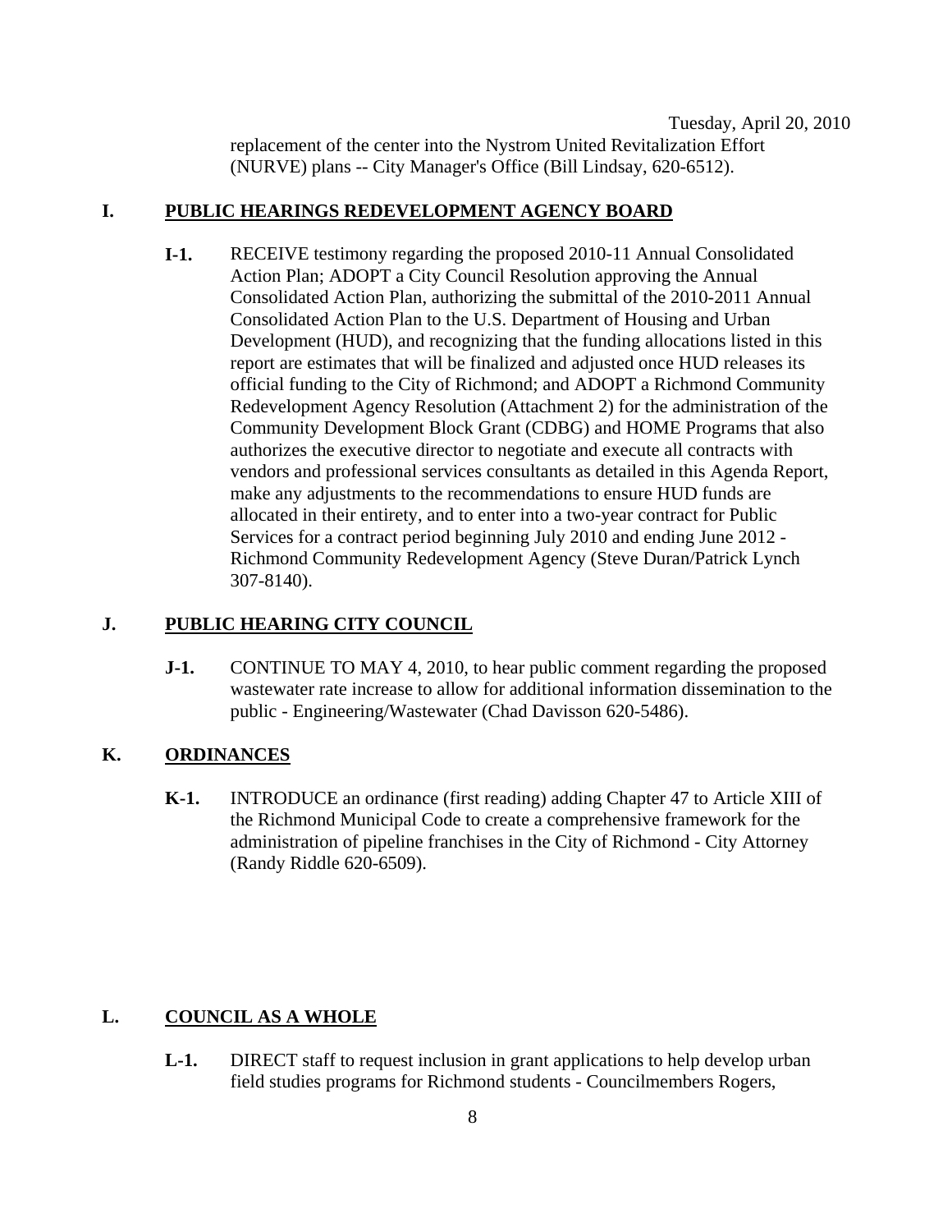replacement of the center into the Nystrom United Revitalization Effort (NURVE) plans -- City Manager's Office (Bill Lindsay, 620-6512).

## I. PUBLIC HEARINGS REDEVELOPMENT AGENCY BOARD

**I-1.** RECEIVE testimony regarding the proposed 2010-11 Annual Consolidated Action Plan; ADOPT a City Council Resolution approving the Annual Consolidated Action Plan, authorizing the submittal of the 2010-2011 Annual Consolidated Action Plan to the U.S. Department of Housing and Urban Development (HUD), and recognizing that the funding allocations listed in this report are estimates that will be finalized and adjusted once HUD releases its official funding to the City of Richmond; and ADOPT a Richmond Community Redevelopment Agency Resolution (Attachment 2) for the administration of the Community Development Block Grant (CDBG) and HOME Programs that also authorizes the executive director to negotiate and execute all contracts with vendors and professional services consultants as detailed in this Agenda Report, make any adjustments to the recommendations to ensure HUD funds are allocated in their entirety, and to enter into a two-year contract for Public Services for a contract period beginning July 2010 and ending June 2012 - Richmond Community Redevelopment Agency (Steve Duran/Patrick Lynch 307-8140).

## J. PUBLIC HEARING CITY COUNCIL

**J-1.** CONTINUE TO MAY 4, 2010, to hear public comment regarding the proposed wastewater rate increase to allow for additional information dissemination to the public - Engineering/Wastewater (Chad Davisson 620-5486).

## K. ORDINANCES

**K-1.** INTRODUCE an ordinance (first reading) adding Chapter 47 to Article XIII of the Richmond Municipal Code to create a comprehensive framework for the administration of pipeline franchises in the City of Richmond - City Attorney (Randy Riddle 620-6509).

## L. COUNCIL AS A WHOLE

**L-1.** DIRECT staff to request inclusion in grant applications to help develop urban field studies programs for Richmond students - Councilmembers Rogers,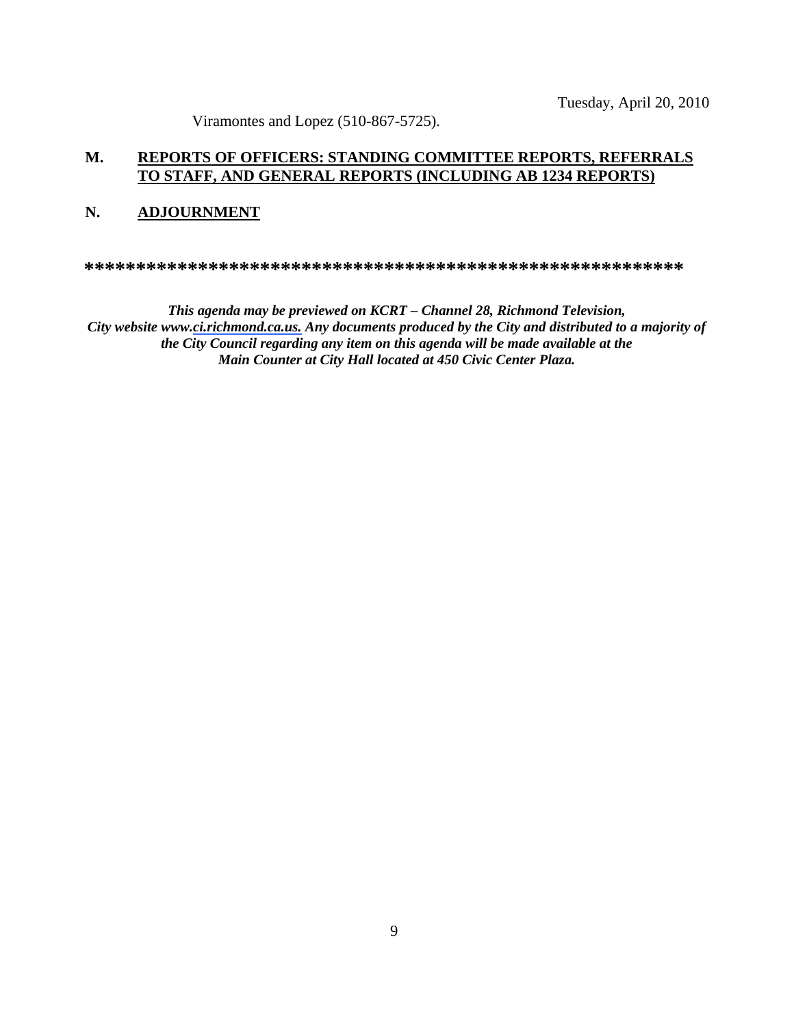Viramontes and Lopez (510-867-5725).

## M. REPORTS OF OFFICERS: STANDING COMMITTEE REPORTS, REFERRALS TO STAFF, AND GENERAL REPORTS (INCLUDING AB 1234 REPORTS)

## N. ADJOURNMENT

**********************************************************

***This agenda may be previewed on KCRT – Channel 28, Richmond Television, City website www.ci.richmond.ca.us. Any documents produced by the City and distributed to a majority of the City Council regarding any item on this agenda will be made available at the Main Counter at City Hall located at 450 Civic Center Plaza.***